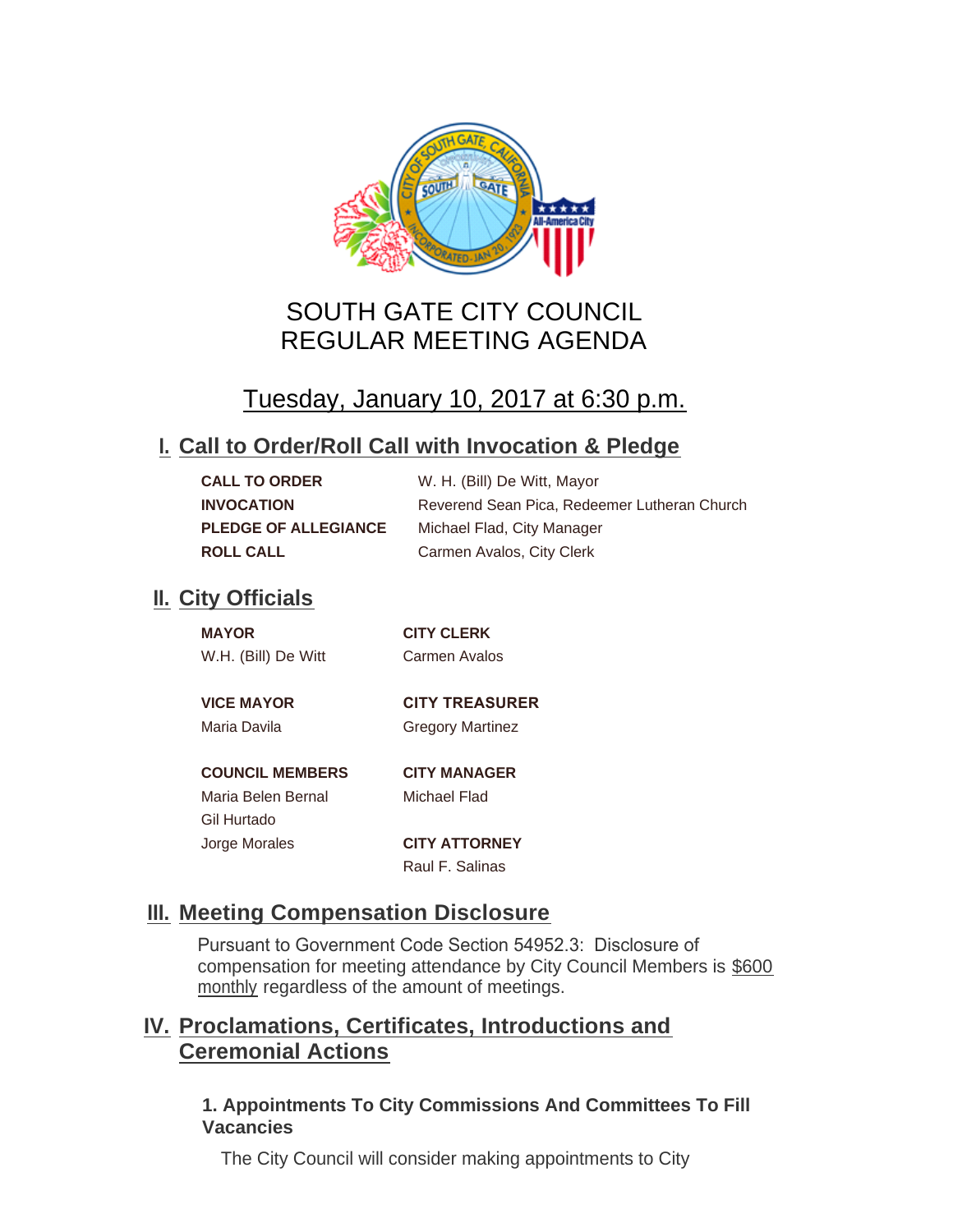# SOUTH GATE CITY COUNCIL
# REGULAR MEETING AGENDA

## Tuesday, January 10, 2017 at 6:30 p.m.

## I. Call to Order/Roll Call with Invocation & Pledge

| | |
|---|---|
| **CALL TO ORDER** | W. H. (Bill) De Witt, Mayor |
| **INVOCATION** | Reverend Sean Pica, Redeemer Lutheran Church |
| **PLEDGE OF ALLEGIANCE** | Michael Flad, City Manager |
| **ROLL CALL** | Carmen Avalos, City Clerk |

## II. City Officials

**MAYOR**
W.H. (Bill) De Witt

**VICE MAYOR**
Maria Davila

**COUNCIL MEMBERS**
Maria Belen Bernal
Gil Hurtado
Jorge Morales

**CITY CLERK**
Carmen Avalos

**CITY TREASURER**
Gregory Martinez

**CITY MANAGER**
Michael Flad

**CITY ATTORNEY**
Raul F. Salinas

## III. Meeting Compensation Disclosure

Pursuant to Government Code Section 54952.3: Disclosure of compensation for meeting attendance by City Council Members is $600 monthly regardless of the amount of meetings.

## IV. Proclamations, Certificates, Introductions and Ceremonial Actions

### 1. Appointments To City Commissions And Committees To Fill Vacancies

The City Council will consider making appointments to City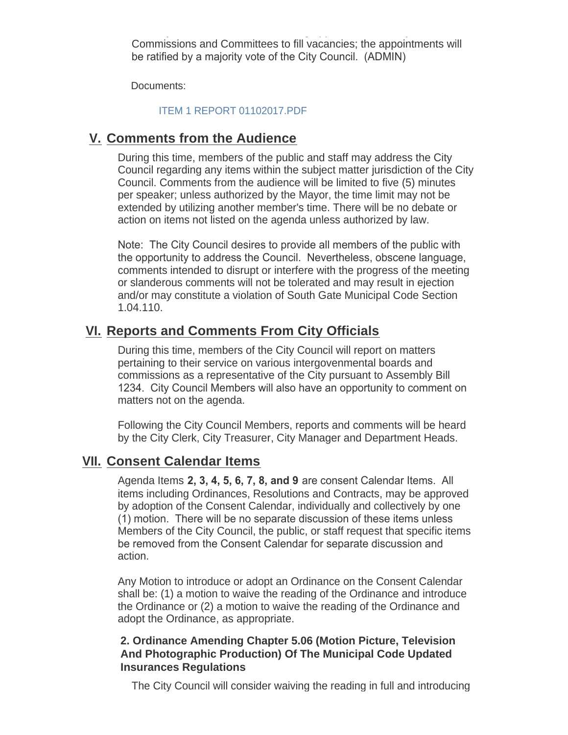Commissions and Committees to fill vacancies; the appointments will be ratified by a majority vote of the City Council. (ADMIN)

Documents:

ITEM 1 REPORT 01102017.PDF

## V. Comments from the Audience

During this time, members of the public and staff may address the City Council regarding any items within the subject matter jurisdiction of the City Council. Comments from the audience will be limited to five (5) minutes per speaker; unless authorized by the Mayor, the time limit may not be extended by utilizing another member's time. There will be no debate or action on items not listed on the agenda unless authorized by law.

Note: The City Council desires to provide all members of the public with the opportunity to address the Council. Nevertheless, obscene language, comments intended to disrupt or interfere with the progress of the meeting or slanderous comments will not be tolerated and may result in ejection and/or may constitute a violation of South Gate Municipal Code Section 1.04.110.

## VI. Reports and Comments From City Officials

During this time, members of the City Council will report on matters pertaining to their service on various intergovenmental boards and commissions as a representative of the City pursuant to Assembly Bill 1234. City Council Members will also have an opportunity to comment on matters not on the agenda.

Following the City Council Members, reports and comments will be heard by the City Clerk, City Treasurer, City Manager and Department Heads.

## VII. Consent Calendar Items

Agenda Items **2, 3, 4, 5, 6, 7, 8, and 9** are consent Calendar Items. All items including Ordinances, Resolutions and Contracts, may be approved by adoption of the Consent Calendar, individually and collectively by one (1) motion. There will be no separate discussion of these items unless Members of the City Council, the public, or staff request that specific items be removed from the Consent Calendar for separate discussion and action.

Any Motion to introduce or adopt an Ordinance on the Consent Calendar shall be: (1) a motion to waive the reading of the Ordinance and introduce the Ordinance or (2) a motion to waive the reading of the Ordinance and adopt the Ordinance, as appropriate.

### 2. Ordinance Amending Chapter 5.06 (Motion Picture, Television And Photographic Production) Of The Municipal Code Updated Insurances Regulations

The City Council will consider waiving the reading in full and introducing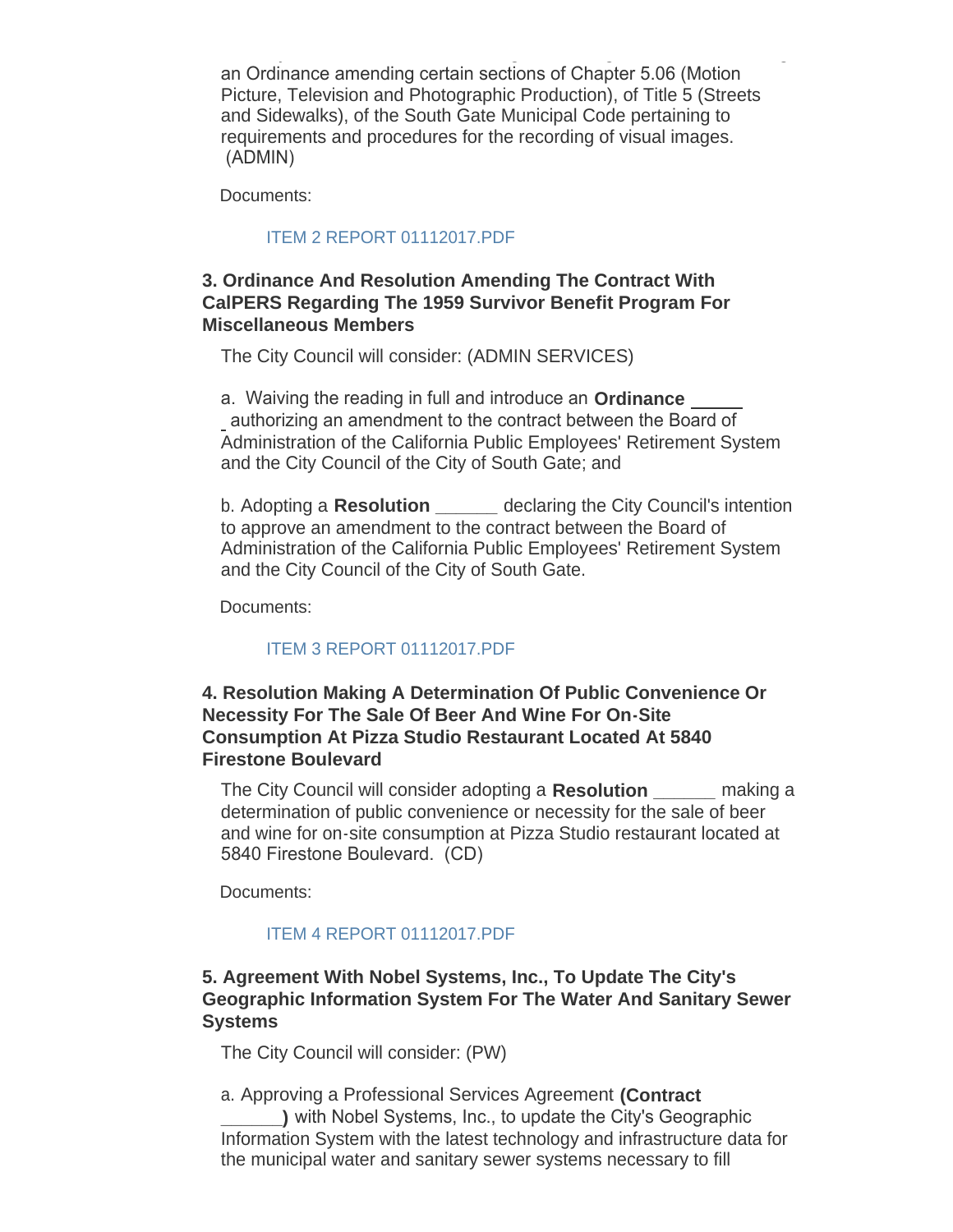an Ordinance amending certain sections of Chapter 5.06 (Motion Picture, Television and Photographic Production), of Title 5 (Streets and Sidewalks), of the South Gate Municipal Code pertaining to requirements and procedures for the recording of visual images. (ADMIN)

Documents:

ITEM 2 REPORT 01112017.PDF

### 3. Ordinance And Resolution Amending The Contract With CalPERS Regarding The 1959 Survivor Benefit Program For Miscellaneous Members

The City Council will consider: (ADMIN SERVICES)

a. Waiving the reading in full and introduce an **Ordinance** ______ authorizing an amendment to the contract between the Board of Administration of the California Public Employees' Retirement System and the City Council of the City of South Gate; and

b. Adopting a **Resolution** ______ declaring the City Council's intention to approve an amendment to the contract between the Board of Administration of the California Public Employees' Retirement System and the City Council of the City of South Gate.

Documents:

ITEM 3 REPORT 01112017.PDF

### 4. Resolution Making A Determination Of Public Convenience Or Necessity For The Sale Of Beer And Wine For On-Site Consumption At Pizza Studio Restaurant Located At 5840 Firestone Boulevard

The City Council will consider adopting a **Resolution** ______ making a determination of public convenience or necessity for the sale of beer and wine for on-site consumption at Pizza Studio restaurant located at 5840 Firestone Boulevard. (CD)

Documents:

ITEM 4 REPORT 01112017.PDF

### 5. Agreement With Nobel Systems, Inc., To Update The City's Geographic Information System For The Water And Sanitary Sewer Systems

The City Council will consider: (PW)

a. Approving a Professional Services Agreement **(Contract ______)** with Nobel Systems, Inc., to update the City's Geographic Information System with the latest technology and infrastructure data for the municipal water and sanitary sewer systems necessary to fill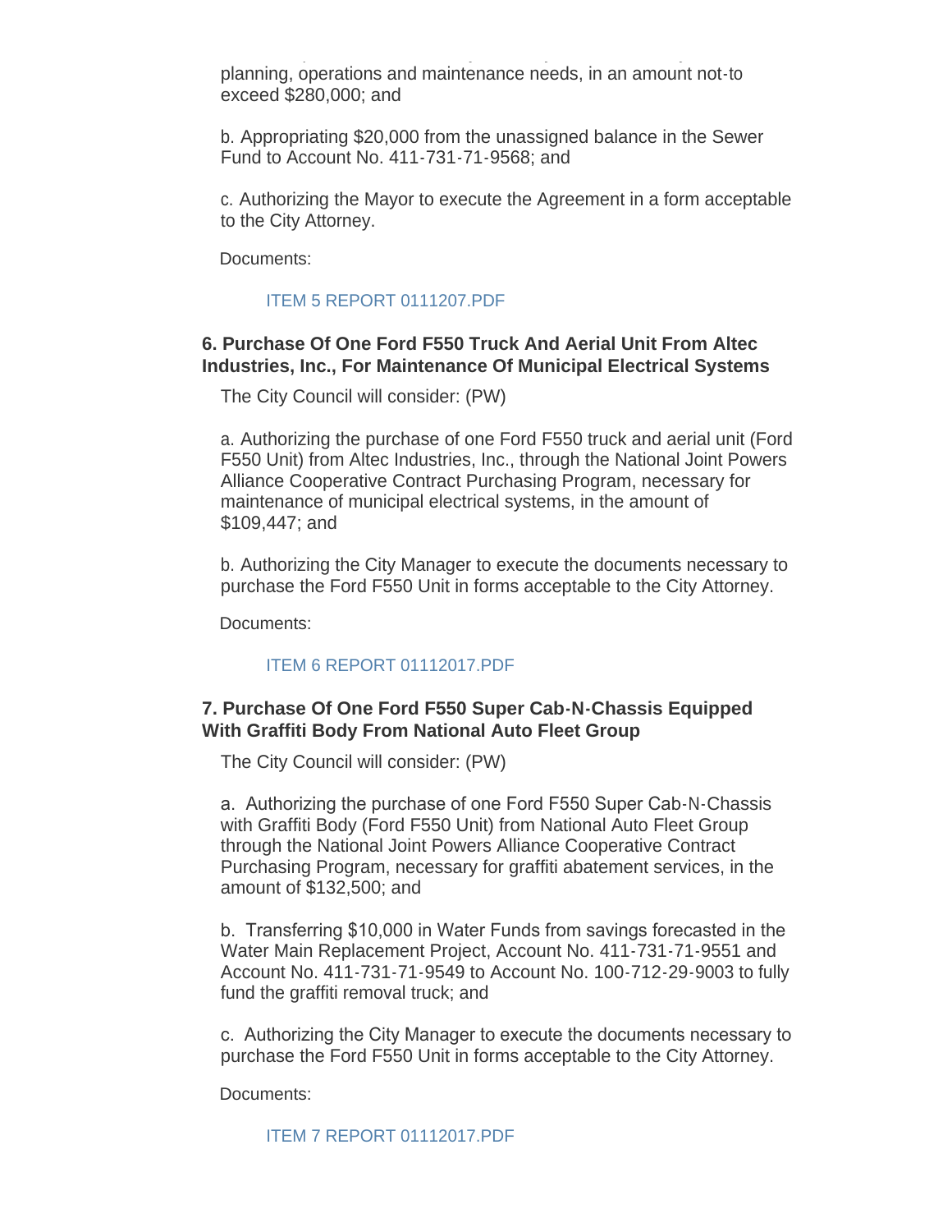planning, operations and maintenance needs, in an amount not-to exceed $280,000; and

b. Appropriating $20,000 from the unassigned balance in the Sewer Fund to Account No. 411-731-71-9568; and

c. Authorizing the Mayor to execute the Agreement in a form acceptable to the City Attorney.

Documents:

ITEM 5 REPORT 0111207.PDF

### 6. Purchase Of One Ford F550 Truck And Aerial Unit From Altec Industries, Inc., For Maintenance Of Municipal Electrical Systems

The City Council will consider: (PW)

a. Authorizing the purchase of one Ford F550 truck and aerial unit (Ford F550 Unit) from Altec Industries, Inc., through the National Joint Powers Alliance Cooperative Contract Purchasing Program, necessary for maintenance of municipal electrical systems, in the amount of $109,447; and

b. Authorizing the City Manager to execute the documents necessary to purchase the Ford F550 Unit in forms acceptable to the City Attorney.

Documents:

ITEM 6 REPORT 01112017.PDF

### 7. Purchase Of One Ford F550 Super Cab-N-Chassis Equipped With Graffiti Body From National Auto Fleet Group

The City Council will consider: (PW)

a. Authorizing the purchase of one Ford F550 Super Cab-N-Chassis with Graffiti Body (Ford F550 Unit) from National Auto Fleet Group through the National Joint Powers Alliance Cooperative Contract Purchasing Program, necessary for graffiti abatement services, in the amount of $132,500; and

b. Transferring $10,000 in Water Funds from savings forecasted in the Water Main Replacement Project, Account No. 411-731-71-9551 and Account No. 411-731-71-9549 to Account No. 100-712-29-9003 to fully fund the graffiti removal truck; and

c. Authorizing the City Manager to execute the documents necessary to purchase the Ford F550 Unit in forms acceptable to the City Attorney.

Documents:

ITEM 7 REPORT 01112017.PDF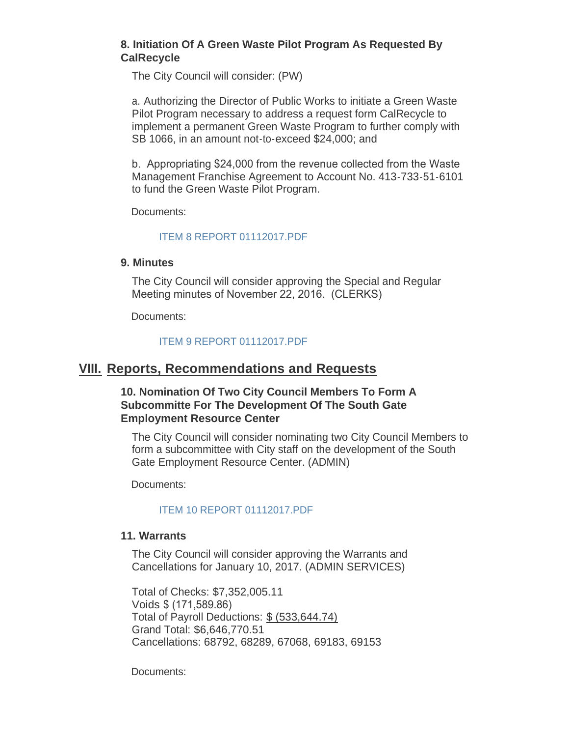### 8. Initiation Of A Green Waste Pilot Program As Requested By CalRecycle

The City Council will consider: (PW)

a. Authorizing the Director of Public Works to initiate a Green Waste Pilot Program necessary to address a request form CalRecycle to implement a permanent Green Waste Program to further comply with SB 1066, in an amount not-to-exceed $24,000; and

b. Appropriating $24,000 from the revenue collected from the Waste Management Franchise Agreement to Account No. 413-733-51-6101 to fund the Green Waste Pilot Program.

Documents:

ITEM 8 REPORT 01112017.PDF

### 9. Minutes

The City Council will consider approving the Special and Regular Meeting minutes of November 22, 2016. (CLERKS)

Documents:

ITEM 9 REPORT 01112017.PDF

## VIII. Reports, Recommendations and Requests

### 10. Nomination Of Two City Council Members To Form A Subcommitte For The Development Of The South Gate Employment Resource Center

The City Council will consider nominating two City Council Members to form a subcommittee with City staff on the development of the South Gate Employment Resource Center. (ADMIN)

Documents:

ITEM 10 REPORT 01112017.PDF

### 11. Warrants

The City Council will consider approving the Warrants and Cancellations for January 10, 2017. (ADMIN SERVICES)

Total of Checks: $7,352,005.11
Voids $ (171,589.86)
Total of Payroll Deductions: $ (533,644.74)
Grand Total: $6,646,770.51
Cancellations: 68792, 68289, 67068, 69183, 69153

Documents: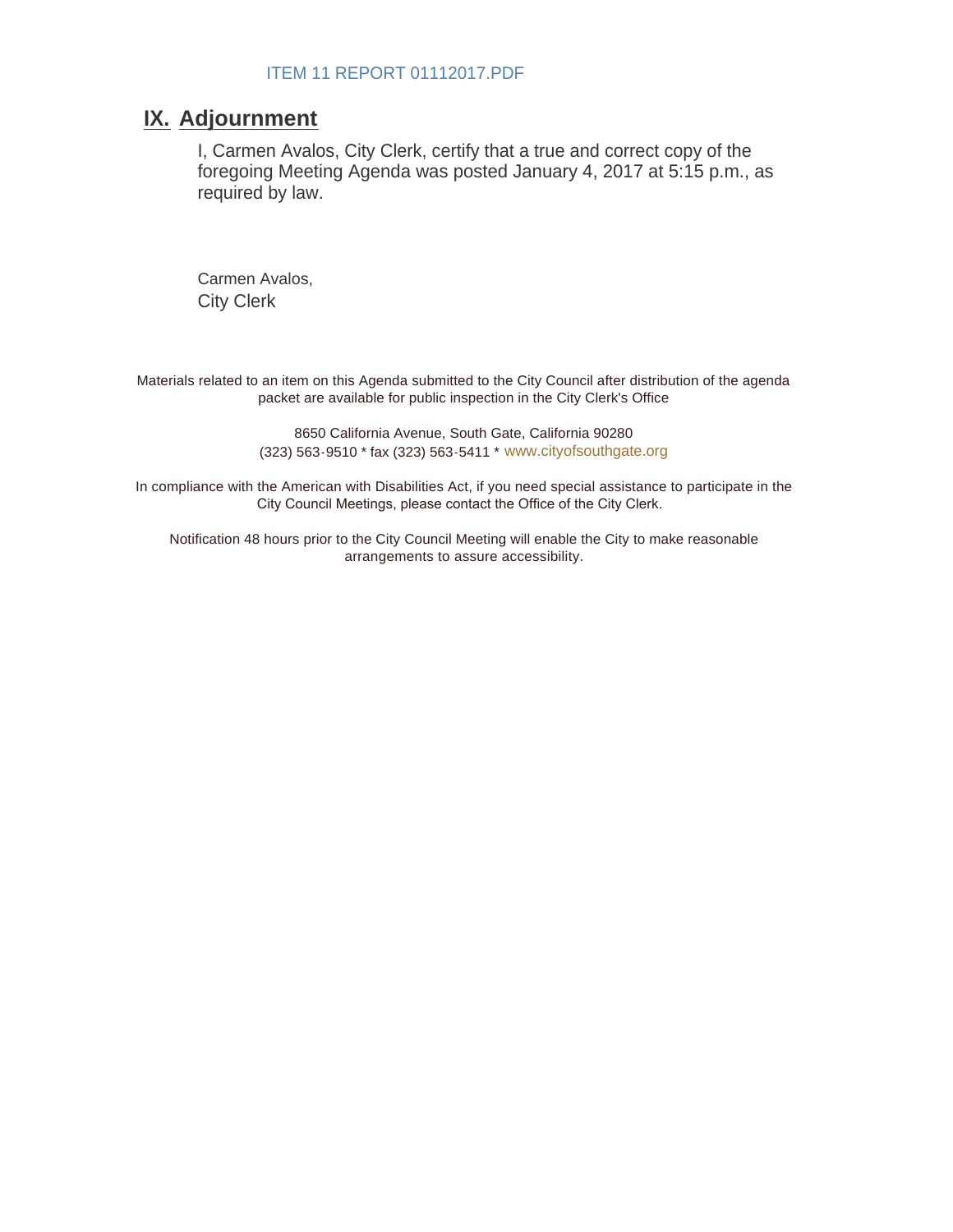ITEM 11 REPORT 01112017.PDF

## IX. Adjournment

I, Carmen Avalos, City Clerk, certify that a true and correct copy of the foregoing Meeting Agenda was posted January 4, 2017 at 5:15 p.m., as required by law.

Carmen Avalos,
City Clerk

Materials related to an item on this Agenda submitted to the City Council after distribution of the agenda packet are available for public inspection in the City Clerk's Office

8650 California Avenue, South Gate, California 90280
(323) 563-9510 * fax (323) 563-5411 * www.cityofsouthgate.org

In compliance with the American with Disabilities Act, if you need special assistance to participate in the City Council Meetings, please contact the Office of the City Clerk.

Notification 48 hours prior to the City Council Meeting will enable the City to make reasonable arrangements to assure accessibility.